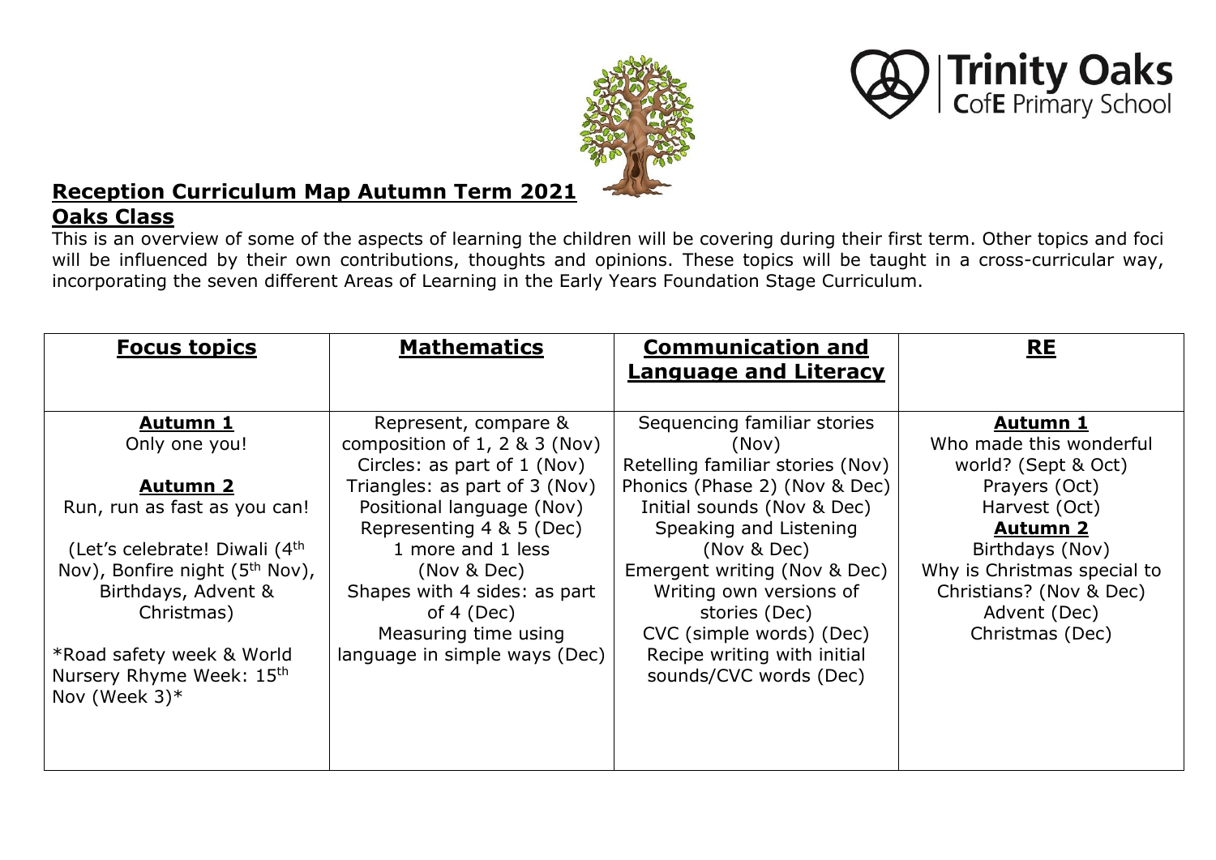# Reception Curriculum Map Autumn Term 2021

## Oaks Class

This is an overview of some of the aspects of learning the children will be covering during their first term. Other topics and foci will be influenced by their own contributions, thoughts and opinions. These topics will be taught in a cross-curricular way, incorporating the seven different Areas of Learning in the Early Years Foundation Stage Curriculum.

| **Focus topics** | **Mathematics** | **Communication and Language and Literacy** | **RE** |
|---|---|---|---|
| **Autumn 1**<br>Only one you!<br><br>**Autumn 2**<br>Run, run as fast as you can!<br><br>(Let's celebrate! Diwali (4th Nov), Bonfire night (5th Nov), Birthdays, Advent & Christmas)<br><br>*Road safety week & World Nursery Rhyme Week: 15th Nov (Week 3)* | Represent, compare & composition of 1, 2 & 3 (Nov)<br>Circles: as part of 1 (Nov)<br>Triangles: as part of 3 (Nov)<br>Positional language (Nov)<br>Representing 4 & 5 (Dec)<br>1 more and 1 less (Nov & Dec)<br>Shapes with 4 sides: as part of 4 (Dec)<br>Measuring time using language in simple ways (Dec) | Sequencing familiar stories (Nov)<br>Retelling familiar stories (Nov)<br>Phonics (Phase 2) (Nov & Dec)<br>Initial sounds (Nov & Dec)<br>Speaking and Listening (Nov & Dec)<br>Emergent writing (Nov & Dec)<br>Writing own versions of stories (Dec)<br>CVC (simple words) (Dec)<br>Recipe writing with initial sounds/CVC words (Dec) | **Autumn 1**<br>Who made this wonderful world? (Sept & Oct)<br>Prayers (Oct)<br>Harvest (Oct)<br>**Autumn 2**<br>Birthdays (Nov)<br>Why is Christmas special to Christians? (Nov & Dec)<br>Advent (Dec)<br>Christmas (Dec) |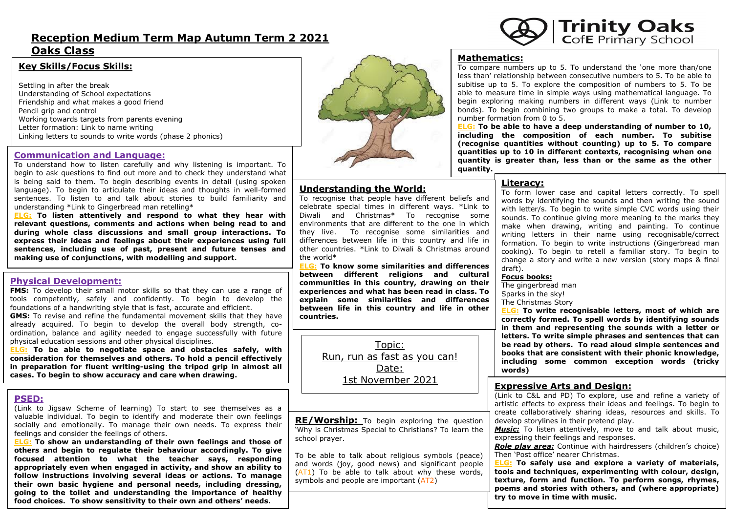# Reception Medium Term Map Autumn Term 2 2021

## Oaks Class

Trinity Oaks CofE Primary School

## Key Skills/Focus Skills:

Settling in after the break
Understanding of School expectations
Friendship and what makes a good friend
Pencil grip and control
Working towards targets from parents evening
Letter formation: Link to name writing
Linking letters to sounds to write words (phase 2 phonics)

## Communication and Language:

To understand how to listen carefully and why listening is important. To begin to ask questions to find out more and to check they understand what is being said to them. To begin describing events in detail (using spoken language). To begin to articulate their ideas and thoughts in well-formed sentences. To listen to and talk about stories to build familiarity and understanding *Link to Gingerbread man retelling*

**ELG: To listen attentively and respond to what they hear with relevant questions, comments and actions when being read to and during whole class discussions and small group interactions. To express their ideas and feelings about their experiences using full sentences, including use of past, present and future tenses and making use of conjunctions, with modelling and support.**

## Physical Development:

**FMS:** To develop their small motor skills so that they can use a range of tools competently, safely and confidently. To begin to develop the foundations of a handwriting style that is fast, accurate and efficient.

**GMS:** To revise and refine the fundamental movement skills that they have already acquired. To begin to develop the overall body strength, co-ordination, balance and agility needed to engage successfully with future physical education sessions and other physical disciplines.

**ELG: To be able to negotiate space and obstacles safely, with consideration for themselves and others. To hold a pencil effectively in preparation for fluent writing-using the tripod grip in almost all cases. To begin to show accuracy and care when drawing.**

## PSED:

(Link to Jigsaw Scheme of learning) To start to see themselves as a valuable individual. To begin to identify and moderate their own feelings socially and emotionally. To manage their own needs. To express their feelings and consider the feelings of others.

**ELG: To show an understanding of their own feelings and those of others and begin to regulate their behaviour accordingly. To give focused attention to what the teacher says, responding appropriately even when engaged in activity, and show an ability to follow instructions involving several ideas or actions. To manage their own basic hygiene and personal needs, including dressing, going to the toilet and understanding the importance of healthy food choices. To show sensitivity to their own and others' needs.**

## Understanding the World:

To recognise that people have different beliefs and celebrate special times in different ways. *Link to Diwali and Christmas* To recognise some environments that are different to the one in which they live. To recognise some similarities and differences between life in this country and life in other countries. *Link to Diwali & Christmas around the world*

**ELG: To know some similarities and differences between different religious and cultural communities in this country, drawing on their experiences and what has been read in class. To explain some similarities and differences between life in this country and life in other countries.**

Topic:
Run, run as fast as you can!
Date:
1st November 2021

## RE/Worship:

To begin exploring the question 'Why is Christmas Special to Christians? To learn the school prayer.

To be able to talk about religious symbols (peace) and words (joy, good news) and significant people (AT1) To be able to talk about why these words, symbols and people are important (AT2)

## Mathematics:

To compare numbers up to 5. To understand the 'one more than/one less than' relationship between consecutive numbers to 5. To be able to subitise up to 5. To explore the composition of numbers to 5. To be able to measure time in simple ways using mathematical language. To begin exploring making numbers in different ways (Link to number bonds). To begin combining two groups to make a total. To develop number formation from 0 to 5.

**ELG: To be able to have a deep understanding of number to 10, including the composition of each number. To subitise (recognise quantities without counting) up to 5. To compare quantities up to 10 in different contexts, recognising when one quantity is greater than, less than or the same as the other quantity.**

## Literacy:

To form lower case and capital letters correctly. To spell words by identifying the sounds and then writing the sound with letter/s. To begin to write simple CVC words using their sounds. To continue giving more meaning to the marks they make when drawing, writing and painting. To continue writing letters in their name using recognisable/correct formation. To begin to write instructions (Gingerbread man cooking). To begin to retell a familiar story. To begin to change a story and write a new version (story maps & final draft).

**Focus books:**
The gingerbread man
Sparks in the sky!
The Christmas Story

**ELG: To write recognisable letters, most of which are correctly formed. To spell words by identifying the sounds in them and representing the sounds with a letter or letters. To write simple phrases and sentences that can be read by others. To read aloud simple sentences and books that are consistent with their phonic knowledge, including some common exception words (tricky words)**

## Expressive Arts and Design:

(Link to C&L and PD) To explore, use and refine a variety of artistic effects to express their ideas and feelings. To begin to create collaboratively sharing ideas, resources and skills. To develop storylines in their pretend play.

***Music:*** To listen attentively, move to and talk about music, expressing their feelings and responses.

***Role play area:*** Continue with hairdressers (children's choice) Then 'Post office' nearer Christmas.

**ELG: To safely use and explore a variety of materials, tools and techniques, experimenting with colour, design, texture, form and function. To perform songs, rhymes, poems and stories with others, and (where appropriate) try to move in time with music.**